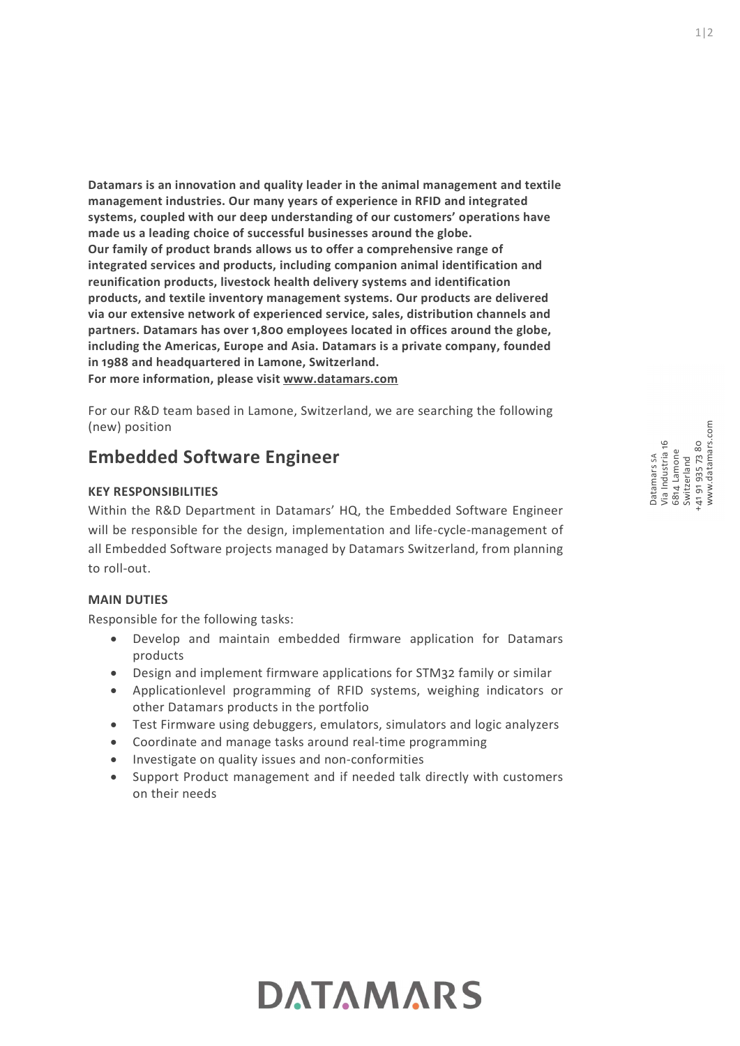**Datamars is an innovation and quality leader in the animal management and textile management industries. Our many years of experience in RFID and integrated systems, coupled with our deep understanding of our customers' operations have made us a leading choice of successful businesses around the globe.**
**Our family of product brands allows us to offer a comprehensive range of integrated services and products, including companion animal identification and reunification products, livestock health delivery systems and identification products, and textile inventory management systems. Our products are delivered via our extensive network of experienced service, sales, distribution channels and partners. Datamars has over 1,800 employees located in offices around the globe, including the Americas, Europe and Asia. Datamars is a private company, founded in 1988 and headquartered in Lamone, Switzerland.**
**For more information, please visit www.datamars.com**

For our R&D team based in Lamone, Switzerland, we are searching the following (new) position

## Embedded Software Engineer

### KEY RESPONSIBILITIES

Within the R&D Department in Datamars' HQ, the Embedded Software Engineer will be responsible for the design, implementation and life-cycle-management of all Embedded Software projects managed by Datamars Switzerland, from planning to roll-out.

### MAIN DUTIES

Responsible for the following tasks:

- Develop and maintain embedded firmware application for Datamars products
- Design and implement firmware applications for STM32 family or similar
- Applicationlevel programming of RFID systems, weighing indicators or other Datamars products in the portfolio
- Test Firmware using debuggers, emulators, simulators and logic analyzers
- Coordinate and manage tasks around real-time programming
- Investigate on quality issues and non-conformities
- Support Product management and if needed talk directly with customers on their needs

Datamars SA
Via Industria 16
6814 Lamone
Switzerland
+41 91 935 73 80
www.datamars.com

DATAMARS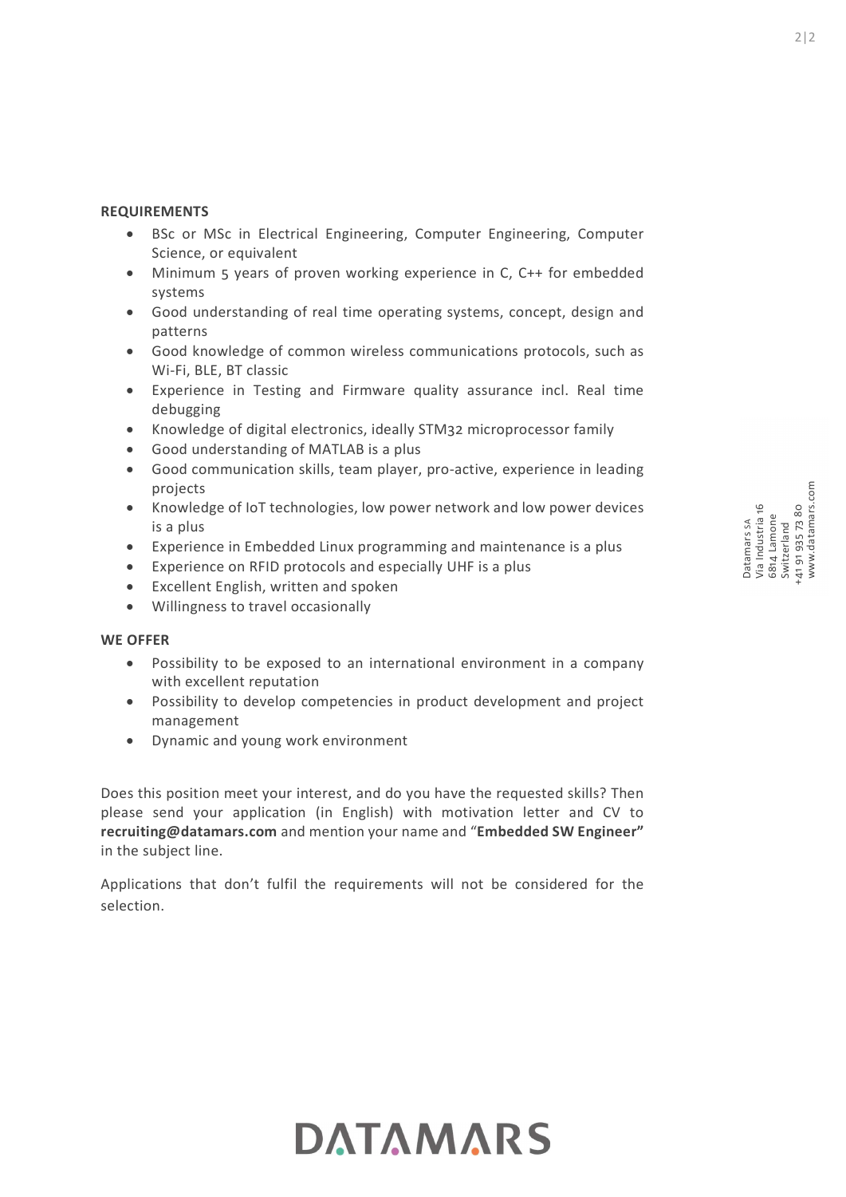**REQUIREMENTS**

- BSc or MSc in Electrical Engineering, Computer Engineering, Computer Science, or equivalent
- Minimum 5 years of proven working experience in C, C++ for embedded systems
- Good understanding of real time operating systems, concept, design and patterns
- Good knowledge of common wireless communications protocols, such as Wi-Fi, BLE, BT classic
- Experience in Testing and Firmware quality assurance incl. Real time debugging
- Knowledge of digital electronics, ideally STM32 microprocessor family
- Good understanding of MATLAB is a plus
- Good communication skills, team player, pro-active, experience in leading projects
- Knowledge of IoT technologies, low power network and low power devices is a plus
- Experience in Embedded Linux programming and maintenance is a plus
- Experience on RFID protocols and especially UHF is a plus
- Excellent English, written and spoken
- Willingness to travel occasionally

**WE OFFER**

- Possibility to be exposed to an international environment in a company with excellent reputation
- Possibility to develop competencies in product development and project management
- Dynamic and young work environment

Does this position meet your interest, and do you have the requested skills? Then please send your application (in English) with motivation letter and CV to **recruiting@datamars.com** and mention your name and "**Embedded SW Engineer"** in the subject line.

Applications that don't fulfil the requirements will not be considered for the selection.

Datamars SA
Via Industria 16
6814 Lamone
Switzerland
+41 91 935 73 80
www.datamars.com

DATAMARS